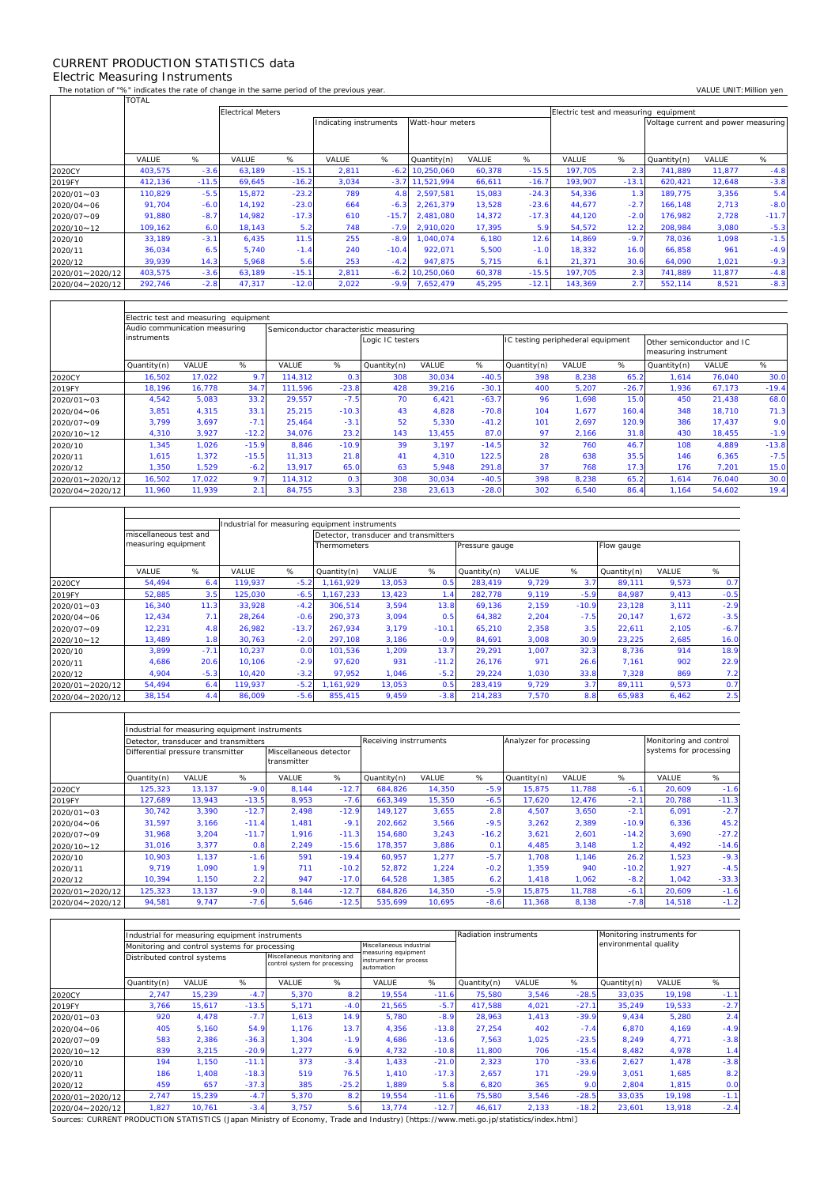# CURRENT PRODUCTION STATISTICS data

## Electric Measuring Instruments

The notation of "%" indicates the rate of change in the same period of the previous year.

VALUE UNIT:Million yen

| | TOTAL | | Electrical Meters | | | | | | | Electric test and measuring equipment | | | | |
|---|---|---|---|---|---|---|---|---|---|---|---|---|---|---|
| | | | | | Indicating instruments | | Watt-hour meters | | | | | Voltage current and power measuring | | |
| | VALUE | % | VALUE | % | VALUE | % | Quantity(n) | VALUE | % | VALUE | % | Quantity(n) | VALUE | % |
| 2020CY | 403,575 | -3.6 | 63,189 | -15.1 | 2,811 | -6.2 | 10,250,060 | 60,378 | -15.5 | 197,705 | 2.3 | 741,889 | 11,877 | -4.8 |
| 2019FY | 412,136 | -11.5 | 69,645 | -16.2 | 3,034 | -3.7 | 11,521,994 | 66,611 | -16.7 | 193,907 | -13.1 | 620,421 | 12,648 | -3.8 |
| 2020/01～03 | 110,829 | -5.5 | 15,872 | -23.2 | 789 | 4.8 | 2,597,581 | 15,083 | -24.3 | 54,336 | 1.3 | 189,775 | 3,356 | 5.4 |
| 2020/04～06 | 91,704 | -6.0 | 14,192 | -23.0 | 664 | -6.3 | 2,261,379 | 13,528 | -23.6 | 44,677 | -2.7 | 166,148 | 2,713 | -8.0 |
| 2020/07～09 | 91,880 | -8.7 | 14,982 | -17.3 | 610 | -15.7 | 2,481,080 | 14,372 | -17.3 | 44,120 | -2.0 | 176,982 | 2,728 | -11.7 |
| 2020/10～12 | 109,162 | 6.0 | 18,143 | 5.2 | 748 | -7.9 | 2,910,020 | 17,395 | 5.9 | 54,572 | 12.2 | 208,984 | 3,080 | -5.3 |
| 2020/10 | 33,189 | -3.1 | 6,435 | 11.5 | 255 | -8.9 | 1,040,074 | 6,180 | 12.6 | 14,869 | -9.7 | 78,036 | 1,098 | -1.5 |
| 2020/11 | 36,034 | 6.5 | 5,740 | -1.4 | 240 | -10.4 | 922,071 | 5,500 | -1.0 | 18,332 | 16.0 | 66,858 | 961 | -4.9 |
| 2020/12 | 39,939 | 14.3 | 5,968 | 5.6 | 253 | -4.2 | 947,875 | 5,715 | 6.1 | 21,371 | 30.6 | 64,090 | 1,021 | -9.3 |
| 2020/01～2020/12 | 403,575 | -3.6 | 63,189 | -15.1 | 2,811 | -6.2 | 10,250,060 | 60,378 | -15.5 | 197,705 | 2.3 | 741,889 | 11,877 | -4.8 |
| 2020/04～2020/12 | 292,746 | -2.8 | 47,317 | -12.0 | 2,022 | -9.9 | 7,652,479 | 45,295 | -12.1 | 143,369 | 2.7 | 552,114 | 8,521 | -8.3 |

| | Electric test and measuring equipment | | | | | | | | | | | | | | |
|---|---|---|---|---|---|---|---|---|---|---|---|---|---|---|---|
| | Audio communication measuring instruments | | | Semiconductor characteristic measuring | | | | | | | | | | | |
| | | | | | | Logic IC testers | | | IC testing peripheherd equipment | | | Other semiconductor and IC measuring instrument | | |
| | Quantity(n) | VALUE | % | VALUE | % | Quantity(n) | VALUE | % | Quantity(n) | VALUE | % | Quantity(n) | VALUE | % |
| 2020CY | 16,502 | 17,022 | 9.7 | 114,312 | 0.3 | 308 | 30,034 | -40.5 | 398 | 8,238 | 65.2 | 1,614 | 76,040 | 30.0 |
| 2019FY | 18,196 | 16,778 | 34.7 | 111,596 | -23.8 | 428 | 39,216 | -30.1 | 400 | 5,207 | -26.7 | 1,936 | 67,173 | -19.4 |
| 2020/01～03 | 4,542 | 5,083 | 33.2 | 29,557 | -7.5 | 70 | 6,421 | -63.7 | 96 | 1,698 | 15.0 | 450 | 21,438 | 68.0 |
| 2020/04～06 | 3,851 | 4,315 | 33.1 | 25,215 | -10.3 | 43 | 4,828 | -70.8 | 104 | 1,677 | 160.4 | 348 | 18,710 | 71.3 |
| 2020/07～09 | 3,799 | 3,697 | -7.1 | 25,464 | -3.1 | 52 | 5,330 | -41.2 | 101 | 2,697 | 120.9 | 386 | 17,437 | 9.0 |
| 2020/10～12 | 4,310 | 3,927 | -12.2 | 34,076 | 23.2 | 143 | 13,455 | 87.0 | 97 | 2,166 | 31.8 | 430 | 18,455 | -1.9 |
| 2020/10 | 1,345 | 1,026 | -15.9 | 8,846 | -10.9 | 39 | 3,197 | -14.5 | 32 | 760 | 46.7 | 108 | 4,889 | -13.8 |
| 2020/11 | 1,615 | 1,372 | -15.5 | 11,313 | 21.8 | 41 | 4,310 | 122.5 | 28 | 638 | 35.5 | 146 | 6,365 | -7.5 |
| 2020/12 | 1,350 | 1,529 | -6.2 | 13,917 | 65.0 | 63 | 5,948 | 291.8 | 37 | 768 | 17.3 | 176 | 7,201 | 15.0 |
| 2020/01～2020/12 | 16,502 | 17,022 | 9.7 | 114,312 | 0.3 | 308 | 30,034 | -40.5 | 398 | 8,238 | 65.2 | 1,614 | 76,040 | 30.0 |
| 2020/04～2020/12 | 11,960 | 11,939 | 2.1 | 84,755 | 3.3 | 238 | 23,613 | -28.0 | 302 | 6,540 | 86.4 | 1,164 | 54,602 | 19.4 |

| | miscellaneous test and measuring equipment | | Industrial for measuring equipment instruments | | | | | | | | | | | |
|---|---|---|---|---|---|---|---|---|---|---|---|---|---|---|
| | | | | | Detector, transducer and transmitters | | | | | | | | | |
| | | | | | Thermometers | | | Pressure gauge | | | Flow gauge | | | |
| | VALUE | % | VALUE | % | Quantity(n) | VALUE | % | Quantity(n) | VALUE | % | Quantity(n) | VALUE | % |
| 2020CY | 54,494 | 6.4 | 119,937 | -5.2 | 1,161,929 | 13,053 | 0.5 | 283,419 | 9,729 | 3.7 | 89,111 | 9,573 | 0.7 |
| 2019FY | 52,885 | 3.5 | 125,030 | -6.5 | 1,167,233 | 13,423 | 1.4 | 282,778 | 9,119 | -5.9 | 84,987 | 9,413 | -0.5 |
| 2020/01～03 | 16,340 | 11.3 | 33,928 | -4.2 | 306,514 | 3,594 | 13.8 | 69,136 | 2,159 | -10.9 | 23,128 | 3,111 | -2.9 |
| 2020/04～06 | 12,434 | 7.1 | 28,264 | -0.6 | 290,373 | 3,094 | 0.5 | 64,382 | 2,204 | -7.5 | 20,147 | 1,672 | -3.5 |
| 2020/07～09 | 12,231 | 4.8 | 26,982 | -13.7 | 267,934 | 3,179 | -10.1 | 65,210 | 2,358 | 3.5 | 22,611 | 2,105 | -6.7 |
| 2020/10～12 | 13,489 | 1.8 | 30,763 | -2.0 | 297,108 | 3,186 | -0.9 | 84,691 | 3,008 | 30.9 | 23,225 | 2,685 | 16.0 |
| 2020/10 | 3,899 | -7.1 | 10,237 | 0.0 | 101,536 | 1,209 | 13.7 | 29,291 | 1,007 | 32.3 | 8,736 | 914 | 18.9 |
| 2020/11 | 4,686 | 20.6 | 10,106 | -2.9 | 97,620 | 931 | -11.2 | 26,176 | 971 | 26.6 | 7,161 | 902 | 22.9 |
| 2020/12 | 4,904 | -5.3 | 10,420 | -3.2 | 97,952 | 1,046 | -5.2 | 29,224 | 1,030 | 33.8 | 7,328 | 869 | 7.2 |
| 2020/01～2020/12 | 54,494 | 6.4 | 119,937 | -5.2 | 1,161,929 | 13,053 | 0.5 | 283,419 | 9,729 | 3.7 | 89,111 | 9,573 | 0.7 |
| 2020/04～2020/12 | 38,154 | 4.4 | 86,009 | -5.6 | 855,415 | 9,459 | -3.8 | 214,283 | 7,570 | 8.8 | 65,983 | 6,462 | 2.5 |

| | Industrial for measuring equipment instruments | | | | | | | | | | | | |
|---|---|---|---|---|---|---|---|---|---|---|---|---|---|
| | Detector, transducer and transmitters | | | | | Receiving instrruments | | | Analyzer for processing | | | Monitoring and control systems for processing | |
| | Differential pressure transmitter | | | Miscellaneous detector transmitter | | | | | | | | | |
| | Quantity(n) | VALUE | % | VALUE | % | Quantity(n) | VALUE | % | Quantity(n) | VALUE | % | VALUE | % |
| 2020CY | 125,323 | 13,137 | -9.0 | 8,144 | -12.7 | 684,826 | 14,350 | -5.9 | 15,875 | 11,788 | -6.1 | 20,609 | -1.6 |
| 2019FY | 127,689 | 13,943 | -13.5 | 8,953 | -7.6 | 663,349 | 15,350 | -6.5 | 17,620 | 12,476 | -2.1 | 20,788 | -11.3 |
| 2020/01～03 | 30,742 | 3,390 | -12.7 | 2,498 | -12.9 | 149,127 | 3,655 | 2.8 | 4,507 | 3,650 | -2.1 | 6,091 | -2.7 |
| 2020/04～06 | 31,597 | 3,166 | -11.4 | 1,481 | -9.1 | 202,662 | 3,566 | -9.5 | 3,262 | 2,389 | -10.9 | 6,336 | 45.2 |
| 2020/07～09 | 31,968 | 3,204 | -11.7 | 1,916 | -11.3 | 154,680 | 3,243 | -16.2 | 3,621 | 2,601 | -14.2 | 3,690 | -27.2 |
| 2020/10～12 | 31,016 | 3,377 | 0.8 | 2,249 | -15.6 | 178,357 | 3,886 | 0.1 | 4,485 | 3,148 | 1.2 | 4,492 | -14.6 |
| 2020/10 | 10,903 | 1,137 | -1.6 | 591 | -19.4 | 60,957 | 1,277 | -5.7 | 1,708 | 1,146 | 26.2 | 1,523 | -9.3 |
| 2020/11 | 9,719 | 1,090 | 1.9 | 711 | -10.2 | 52,872 | 1,224 | -0.2 | 1,359 | 940 | -10.2 | 1,927 | -4.5 |
| 2020/12 | 10,394 | 1,150 | 2.2 | 947 | -17.0 | 64,528 | 1,385 | 6.2 | 1,418 | 1,062 | -8.2 | 1,042 | -33.3 |
| 2020/01～2020/12 | 125,323 | 13,137 | -9.0 | 8,144 | -12.7 | 684,826 | 14,350 | -5.9 | 15,875 | 11,788 | -6.1 | 20,609 | -1.6 |
| 2020/04～2020/12 | 94,581 | 9,747 | -7.6 | 5,646 | -12.5 | 535,699 | 10,695 | -8.6 | 11,368 | 8,138 | -7.8 | 14,518 | -1.2 |

| | Industrial for measuring equipment instruments | | | | | | | Radiation instruments | | | Monitoring instruments for environmental quality | | |
|---|---|---|---|---|---|---|---|---|---|---|---|---|---|
| | Monitoring and control systems for processing | | | | | Miscellaneous industrial measuring equipment instrument for process automation | | | | | | | |
| | Distributed control systems | | | Miscellaneous monitoring and control system for processing | | | | | | | | | |
| | Quantity(n) | VALUE | % | VALUE | % | VALUE | % | Quantity(n) | VALUE | % | Quantity(n) | VALUE | % |
| 2020CY | 2,747 | 15,239 | -4.7 | 5,370 | 8.2 | 19,554 | -11.6 | 75,580 | 3,546 | -28.5 | 33,035 | 19,198 | -1.1 |
| 2019FY | 3,766 | 15,617 | -13.5 | 5,171 | -4.0 | 21,565 | -5.7 | 417,588 | 4,021 | -27.1 | 35,249 | 19,533 | -2.7 |
| 2020/01～03 | 920 | 4,478 | -7.7 | 1,613 | 14.9 | 5,780 | -8.9 | 28,963 | 1,413 | -39.9 | 9,434 | 5,280 | 2.4 |
| 2020/04～06 | 405 | 5,160 | 54.9 | 1,176 | 13.7 | 4,356 | -13.8 | 27,254 | 402 | -7.4 | 6,870 | 4,169 | -4.9 |
| 2020/07～09 | 583 | 2,386 | -36.3 | 1,304 | -1.9 | 4,686 | -13.6 | 7,563 | 1,025 | -23.5 | 8,249 | 4,771 | -3.8 |
| 2020/10～12 | 839 | 3,215 | -20.9 | 1,277 | 6.9 | 4,732 | -10.8 | 11,800 | 706 | -15.4 | 8,482 | 4,978 | 1.4 |
| 2020/10 | 194 | 1,150 | -11.1 | 373 | -3.4 | 1,433 | -21.0 | 2,323 | 170 | -33.6 | 2,627 | 1,478 | -3.8 |
| 2020/11 | 186 | 1,408 | -18.3 | 519 | 76.5 | 1,410 | -17.3 | 2,657 | 171 | -29.9 | 3,051 | 1,685 | 8.2 |
| 2020/12 | 459 | 657 | -37.3 | 385 | -25.2 | 1,889 | 5.8 | 6,820 | 365 | 9.0 | 2,804 | 1,815 | 0.0 |
| 2020/01～2020/12 | 2,747 | 15,239 | -4.7 | 5,370 | 8.2 | 19,554 | -11.6 | 75,580 | 3,546 | -28.5 | 33,035 | 19,198 | -1.1 |
| 2020/04～2020/12 | 1,827 | 10,761 | -3.4 | 3,757 | 5.6 | 13,774 | -12.7 | 46,617 | 2,133 | -18.2 | 23,601 | 13,918 | -2.4 |

Sources: CURRENT PRODUCTION STATISTICS (Japan Ministry of Economy, Trade and Industry)〔https://www.meti.go.jp/statistics/index.html〕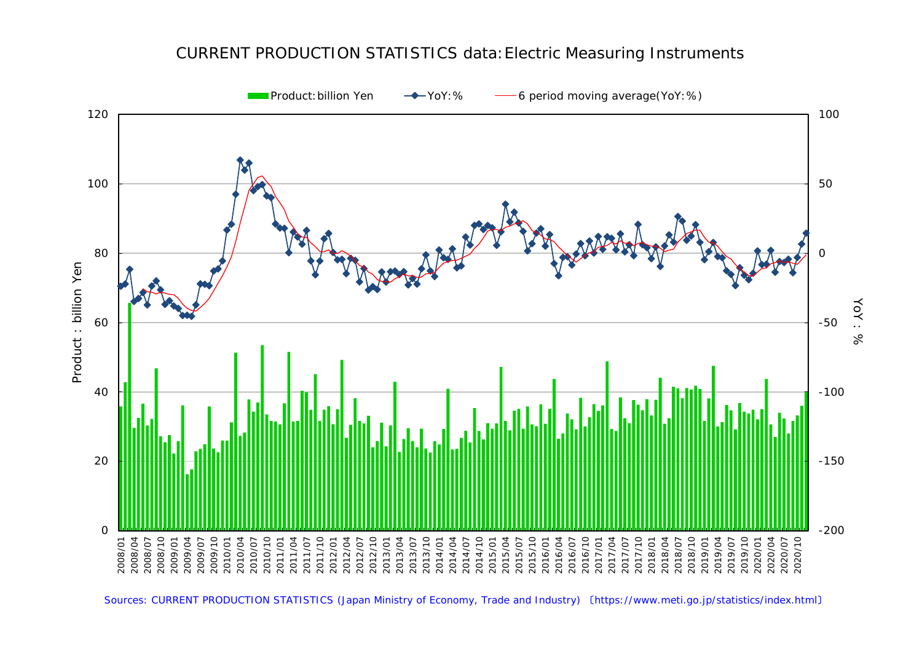# CURRENT PRODUCTION STATISTICS data:Electric Measuring Instruments

Product:billion Yen
YoY:%
6 period moving average(YoY:%)

Product : billion Yen

120
100
80
60
40
20
0

YoY : %

100
50
0
-50
-100
-150
-200

2008/01
2008/04
2008/07
2008/10
2009/01
2009/04
2009/07
2009/10
2010/01
2010/04
2010/07
2010/10
2011/01
2011/04
2011/07
2011/10
2012/01
2012/04
2012/07
2012/10
2013/01
2013/04
2013/07
2013/10
2014/01
2014/04
2014/07
2014/10
2015/01
2015/04
2015/07
2015/10
2016/01
2016/04
2016/07
2016/10
2017/01
2017/04
2017/07
2017/10
2018/01
2018/04
2018/07
2018/10
2019/01
2019/04
2019/07
2019/10
2020/01
2020/04
2020/07
2020/10

Sources: CURRENT PRODUCTION STATISTICS (Japan Ministry of Economy, Trade and Industry) 〔https://www.meti.go.jp/statistics/index.html〕